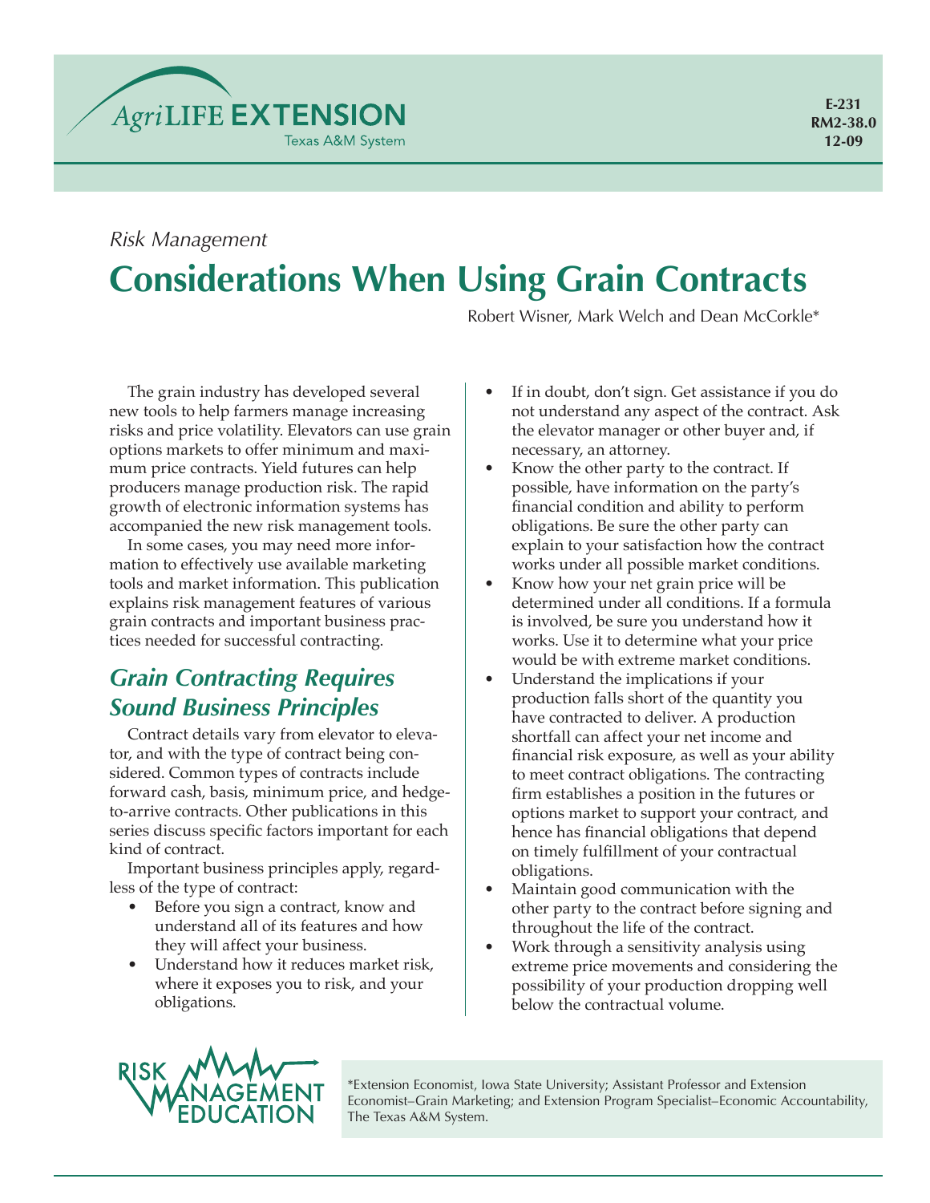AgriLIFE EXTENSION
Texas A&M System

E-231
RM2-38.0
12-09

*Risk Management*

# Considerations When Using Grain Contracts

Robert Wisner, Mark Welch and Dean McCorkle*

The grain industry has developed several new tools to help farmers manage increasing risks and price volatility. Elevators can use grain options markets to offer minimum and maximum price contracts. Yield futures can help producers manage production risk. The rapid growth of electronic information systems has accompanied the new risk management tools.

In some cases, you may need more information to effectively use available marketing tools and market information. This publication explains risk management features of various grain contracts and important business practices needed for successful contracting.

## *Grain Contracting Requires Sound Business Principles*

Contract details vary from elevator to elevator, and with the type of contract being considered. Common types of contracts include forward cash, basis, minimum price, and hedge-to-arrive contracts. Other publications in this series discuss specific factors important for each kind of contract.

Important business principles apply, regardless of the type of contract:

- Before you sign a contract, know and understand all of its features and how they will affect your business.
- Understand how it reduces market risk, where it exposes you to risk, and your obligations.
- If in doubt, don't sign. Get assistance if you do not understand any aspect of the contract. Ask the elevator manager or other buyer and, if necessary, an attorney.
- Know the other party to the contract. If possible, have information on the party's financial condition and ability to perform obligations. Be sure the other party can explain to your satisfaction how the contract works under all possible market conditions.
- Know how your net grain price will be determined under all conditions. If a formula is involved, be sure you understand how it works. Use it to determine what your price would be with extreme market conditions.
- Understand the implications if your production falls short of the quantity you have contracted to deliver. A production shortfall can affect your net income and financial risk exposure, as well as your ability to meet contract obligations. The contracting firm establishes a position in the futures or options market to support your contract, and hence has financial obligations that depend on timely fulfillment of your contractual obligations.
- Maintain good communication with the other party to the contract before signing and throughout the life of the contract.
- Work through a sensitivity analysis using extreme price movements and considering the possibility of your production dropping well below the contractual volume.

RISK MANAGEMENT EDUCATION

*Extension Economist, Iowa State University; Assistant Professor and Extension Economist–Grain Marketing; and Extension Program Specialist–Economic Accountability, The Texas A&M System.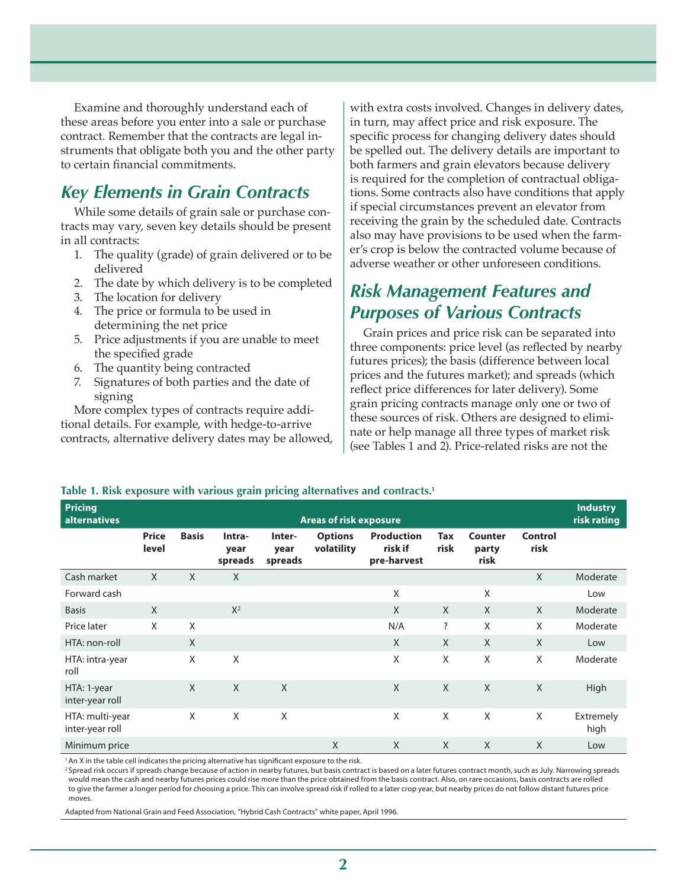Examine and thoroughly understand each of these areas before you enter into a sale or purchase contract. Remember that the contracts are legal instruments that obligate both you and the other party to certain financial commitments.

## *Key Elements in Grain Contracts*

While some details of grain sale or purchase contracts may vary, seven key details should be present in all contracts:

1. The quality (grade) of grain delivered or to be delivered
2. The date by which delivery is to be completed
3. The location for delivery
4. The price or formula to be used in determining the net price
5. Price adjustments if you are unable to meet the specified grade
6. The quantity being contracted
7. Signatures of both parties and the date of signing

More complex types of contracts require additional details. For example, with hedge-to-arrive contracts, alternative delivery dates may be allowed, with extra costs involved. Changes in delivery dates, in turn, may affect price and risk exposure. The specific process for changing delivery dates should be spelled out. The delivery details are important to both farmers and grain elevators because delivery is required for the completion of contractual obligations. Some contracts also have conditions that apply if special circumstances prevent an elevator from receiving the grain by the scheduled date. Contracts also may have provisions to be used when the farmer's crop is below the contracted volume because of adverse weather or other unforeseen conditions.

## *Risk Management Features and Purposes of Various Contracts*

Grain prices and price risk can be separated into three components: price level (as reflected by nearby futures prices); the basis (difference between local prices and the futures market); and spreads (which reflect price differences for later delivery). Some grain pricing contracts manage only one or two of these sources of risk. Others are designed to eliminate or help manage all three types of market risk (see Tables 1 and 2). Price-related risks are not the

**Table 1. Risk exposure with various grain pricing alternatives and contracts.[1]**

| Pricing alternatives | Areas of risk exposure | | | | | | | | | Industry risk rating |
|---|---|---|---|---|---|---|---|---|---|---|
| | Price level | Basis | Intra-year spreads | Inter-year spreads | Options volatility | Production risk if pre-harvest | Tax risk | Counter party risk | Control risk | |
| Cash market | X | X | X | | | | | | X | Moderate |
| Forward cash | | | | | | X | | X | | Low |
| Basis | X | | X[2] | | | X | X | X | X | Moderate |
| Price later | X | X | | | | N/A | ? | X | X | Moderate |
| HTA: non-roll | | X | | | | X | X | X | X | Low |
| HTA: intra-year roll | | X | X | | | X | X | X | X | Moderate |
| HTA: 1-year inter-year roll | | X | X | X | | X | X | X | X | High |
| HTA: multi-year inter-year roll | | X | X | X | | X | X | X | X | Extremely high |
| Minimum price | | | | | X | X | X | X | X | Low |

[1] An X in the table cell indicates the pricing alternative has significant exposure to the risk.

[2] Spread risk occurs if spreads change because of action in nearby futures, but basis contract is based on a later futures contract month, such as July. Narrowing spreads would mean the cash and nearby futures prices could rise more than the price obtained from the basis contract. Also, on rare occasions, basis contracts are rolled to give the farmer a longer period for choosing a price. This can involve spread risk if rolled to a later crop year, but nearby prices do not follow distant futures price moves.

Adapted from National Grain and Feed Association, "Hybrid Cash Contracts" white paper, April 1996.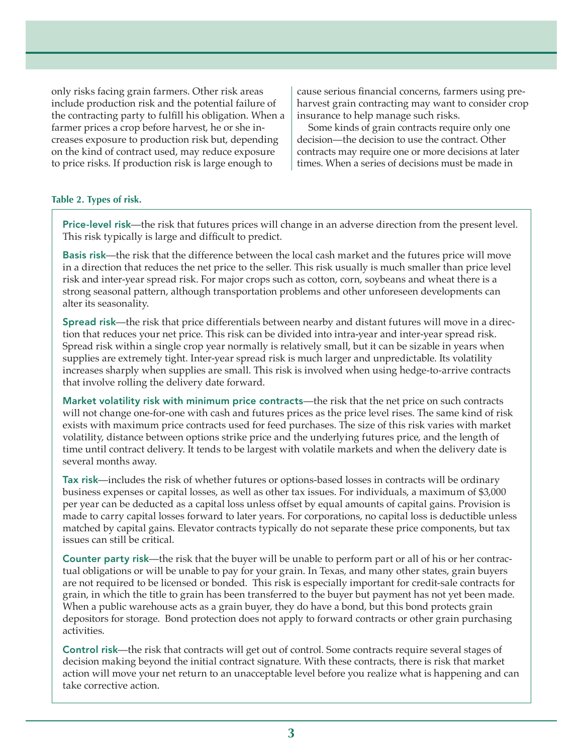only risks facing grain farmers. Other risk areas include production risk and the potential failure of the contracting party to fulfill his obligation. When a farmer prices a crop before harvest, he or she increases exposure to production risk but, depending on the kind of contract used, may reduce exposure to price risks. If production risk is large enough to cause serious financial concerns, farmers using pre-harvest grain contracting may want to consider crop insurance to help manage such risks.

Some kinds of grain contracts require only one decision—the decision to use the contract. Other contracts may require one or more decisions at later times. When a series of decisions must be made in

**Table 2. Types of risk.**

**Price-level risk**—the risk that futures prices will change in an adverse direction from the present level. This risk typically is large and difficult to predict.

**Basis risk**—the risk that the difference between the local cash market and the futures price will move in a direction that reduces the net price to the seller. This risk usually is much smaller than price level risk and inter-year spread risk. For major crops such as cotton, corn, soybeans and wheat there is a strong seasonal pattern, although transportation problems and other unforeseen developments can alter its seasonality.

**Spread risk**—the risk that price differentials between nearby and distant futures will move in a direction that reduces your net price. This risk can be divided into intra-year and inter-year spread risk. Spread risk within a single crop year normally is relatively small, but it can be sizable in years when supplies are extremely tight. Inter-year spread risk is much larger and unpredictable. Its volatility increases sharply when supplies are small. This risk is involved when using hedge-to-arrive contracts that involve rolling the delivery date forward.

**Market volatility risk with minimum price contracts**—the risk that the net price on such contracts will not change one-for-one with cash and futures prices as the price level rises. The same kind of risk exists with maximum price contracts used for feed purchases. The size of this risk varies with market volatility, distance between options strike price and the underlying futures price, and the length of time until contract delivery. It tends to be largest with volatile markets and when the delivery date is several months away.

**Tax risk**—includes the risk of whether futures or options-based losses in contracts will be ordinary business expenses or capital losses, as well as other tax issues. For individuals, a maximum of $3,000 per year can be deducted as a capital loss unless offset by equal amounts of capital gains. Provision is made to carry capital losses forward to later years. For corporations, no capital loss is deductible unless matched by capital gains. Elevator contracts typically do not separate these price components, but tax issues can still be critical.

**Counter party risk**—the risk that the buyer will be unable to perform part or all of his or her contractual obligations or will be unable to pay for your grain. In Texas, and many other states, grain buyers are not required to be licensed or bonded. This risk is especially important for credit-sale contracts for grain, in which the title to grain has been transferred to the buyer but payment has not yet been made. When a public warehouse acts as a grain buyer, they do have a bond, but this bond protects grain depositors for storage. Bond protection does not apply to forward contracts or other grain purchasing activities.

**Control risk**—the risk that contracts will get out of control. Some contracts require several stages of decision making beyond the initial contract signature. With these contracts, there is risk that market action will move your net return to an unacceptable level before you realize what is happening and can take corrective action.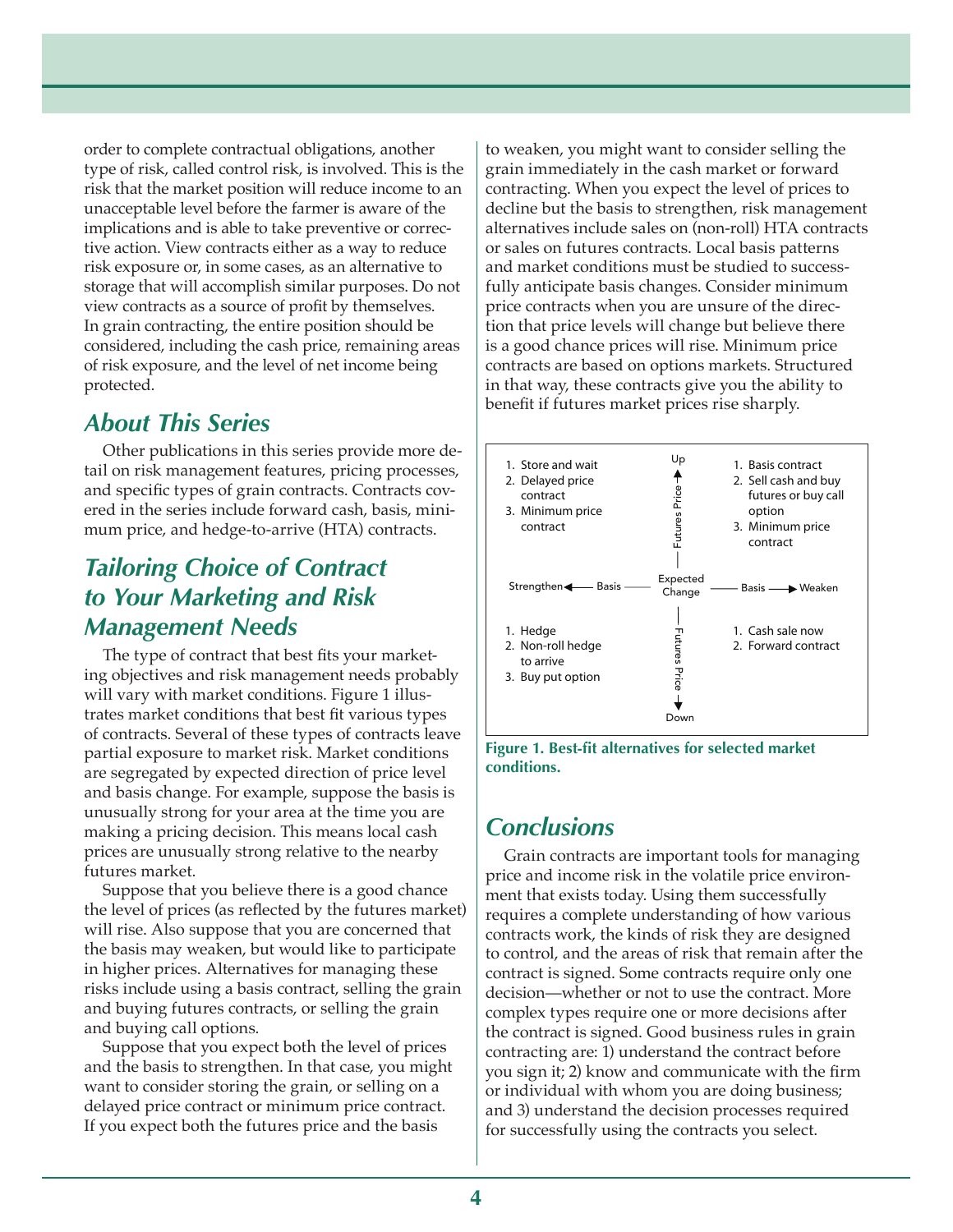order to complete contractual obligations, another type of risk, called control risk, is involved. This is the risk that the market position will reduce income to an unacceptable level before the farmer is aware of the implications and is able to take preventive or corrective action. View contracts either as a way to reduce risk exposure or, in some cases, as an alternative to storage that will accomplish similar purposes. Do not view contracts as a source of profit by themselves. In grain contracting, the entire position should be considered, including the cash price, remaining areas of risk exposure, and the level of net income being protected.

## *About This Series*

Other publications in this series provide more detail on risk management features, pricing processes, and specific types of grain contracts. Contracts covered in the series include forward cash, basis, minimum price, and hedge-to-arrive (HTA) contracts.

## *Tailoring Choice of Contract to Your Marketing and Risk Management Needs*

The type of contract that best fits your marketing objectives and risk management needs probably will vary with market conditions. Figure 1 illustrates market conditions that best fit various types of contracts. Several of these types of contracts leave partial exposure to market risk. Market conditions are segregated by expected direction of price level and basis change. For example, suppose the basis is unusually strong for your area at the time you are making a pricing decision. This means local cash prices are unusually strong relative to the nearby futures market.

Suppose that you believe there is a good chance the level of prices (as reflected by the futures market) will rise. Also suppose that you are concerned that the basis may weaken, but would like to participate in higher prices. Alternatives for managing these risks include using a basis contract, selling the grain and buying futures contracts, or selling the grain and buying call options.

Suppose that you expect both the level of prices and the basis to strengthen. In that case, you might want to consider storing the grain, or selling on a delayed price contract or minimum price contract. If you expect both the futures price and the basis to weaken, you might want to consider selling the grain immediately in the cash market or forward contracting. When you expect the level of prices to decline but the basis to strengthen, risk management alternatives include sales on (non-roll) HTA contracts or sales on futures contracts. Local basis patterns and market conditions must be studied to successfully anticipate basis changes. Consider minimum price contracts when you are unsure of the direction that price levels will change but believe there is a good chance prices will rise. Minimum price contracts are based on options markets. Structured in that way, these contracts give you the ability to benefit if futures market prices rise sharply.

| Expected Change | Basis Strengthen | Basis Weaken |
|---|---|---|
| Futures Price Up | 1. Store and wait<br>2. Delayed price contract<br>3. Minimum price contract | 1. Basis contract<br>2. Sell cash and buy futures or buy call option<br>3. Minimum price contract |
| Futures Price Down | 1. Hedge<br>2. Non-roll hedge to arrive<br>3. Buy put option | 1. Cash sale now<br>2. Forward contract |

**Figure 1. Best-fit alternatives for selected market conditions.**

## *Conclusions*

Grain contracts are important tools for managing price and income risk in the volatile price environment that exists today. Using them successfully requires a complete understanding of how various contracts work, the kinds of risk they are designed to control, and the areas of risk that remain after the contract is signed. Some contracts require only one decision—whether or not to use the contract. More complex types require one or more decisions after the contract is signed. Good business rules in grain contracting are: 1) understand the contract before you sign it; 2) know and communicate with the firm or individual with whom you are doing business; and 3) understand the decision processes required for successfully using the contracts you select.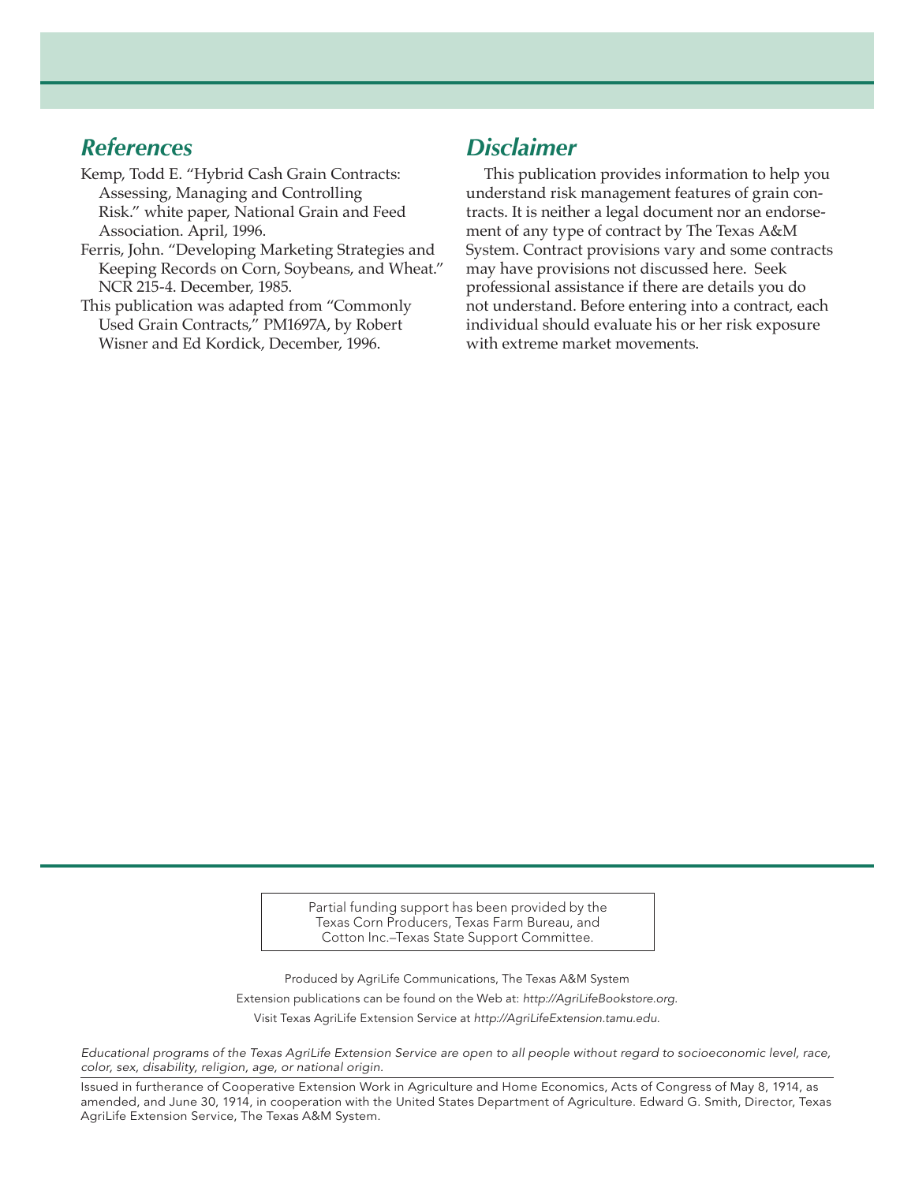## References

Kemp, Todd E. "Hybrid Cash Grain Contracts: Assessing, Managing and Controlling Risk." white paper, National Grain and Feed Association. April, 1996.

Ferris, John. "Developing Marketing Strategies and Keeping Records on Corn, Soybeans, and Wheat." NCR 215-4. December, 1985.

This publication was adapted from "Commonly Used Grain Contracts," PM1697A, by Robert Wisner and Ed Kordick, December, 1996.

## Disclaimer

This publication provides information to help you understand risk management features of grain contracts. It is neither a legal document nor an endorsement of any type of contract by The Texas A&M System. Contract provisions vary and some contracts may have provisions not discussed here. Seek professional assistance if there are details you do not understand. Before entering into a contract, each individual should evaluate his or her risk exposure with extreme market movements.

Partial funding support has been provided by the Texas Corn Producers, Texas Farm Bureau, and Cotton Inc.–Texas State Support Committee.

Produced by AgriLife Communications, The Texas A&M System

Extension publications can be found on the Web at: *http://AgriLifeBookstore.org.*

Visit Texas AgriLife Extension Service at *http://AgriLifeExtension.tamu.edu.*

*Educational programs of the Texas AgriLife Extension Service are open to all people without regard to socioeconomic level, race, color, sex, disability, religion, age, or national origin.*

Issued in furtherance of Cooperative Extension Work in Agriculture and Home Economics, Acts of Congress of May 8, 1914, as amended, and June 30, 1914, in cooperation with the United States Department of Agriculture. Edward G. Smith, Director, Texas AgriLife Extension Service, The Texas A&M System.